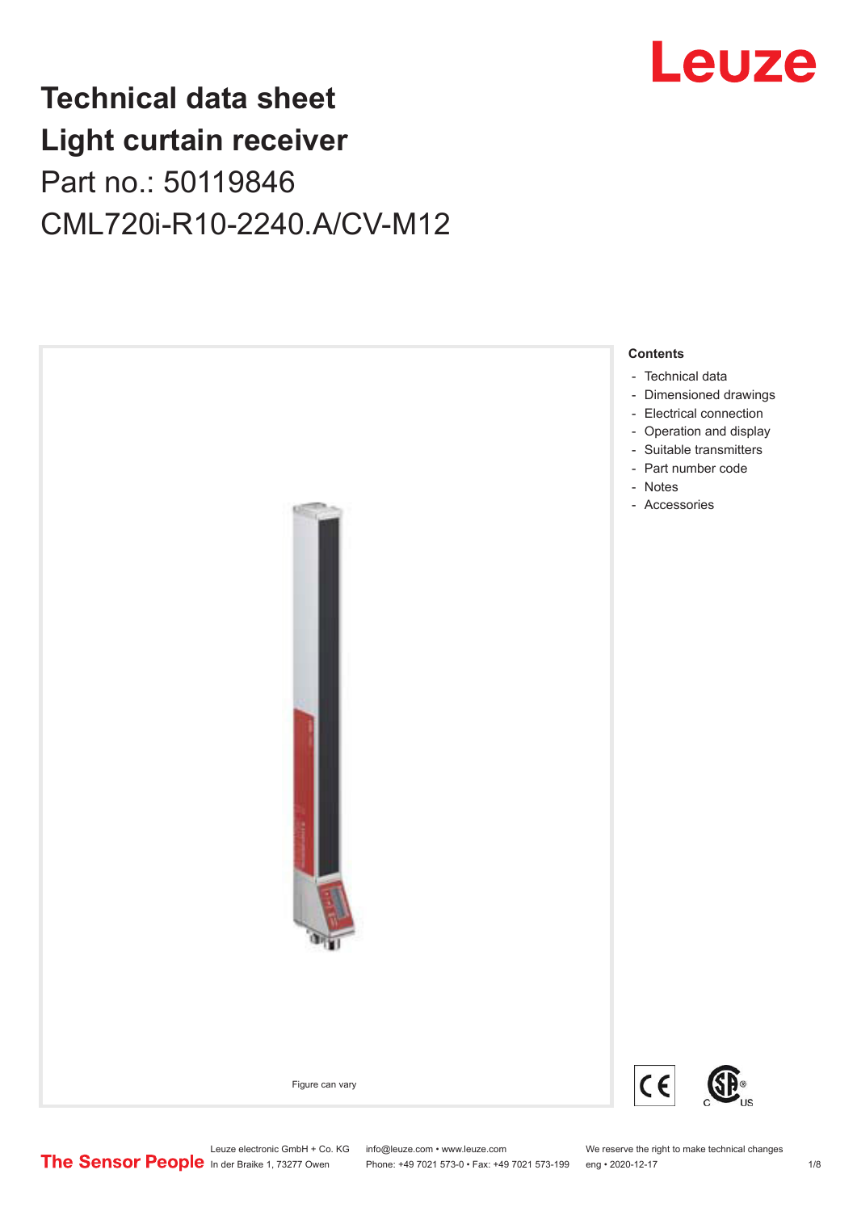# Technical data sheet
# Light curtain receiver

Part no.: 50119846

CML720i-R10-2240.A/CV-M12

Figure can vary

**Contents**

- Technical data
- Dimensioned drawings
- Electrical connection
- Operation and display
- Suitable transmitters
- Part number code
- Notes
- Accessories

Leuze electronic GmbH + Co. KG
In der Braike 1, 73277 Owen

info@leuze.com • www.leuze.com
Phone: +49 7021 573-0 • Fax: +49 7021 573-199

We reserve the right to make technical changes
eng • 2020-12-17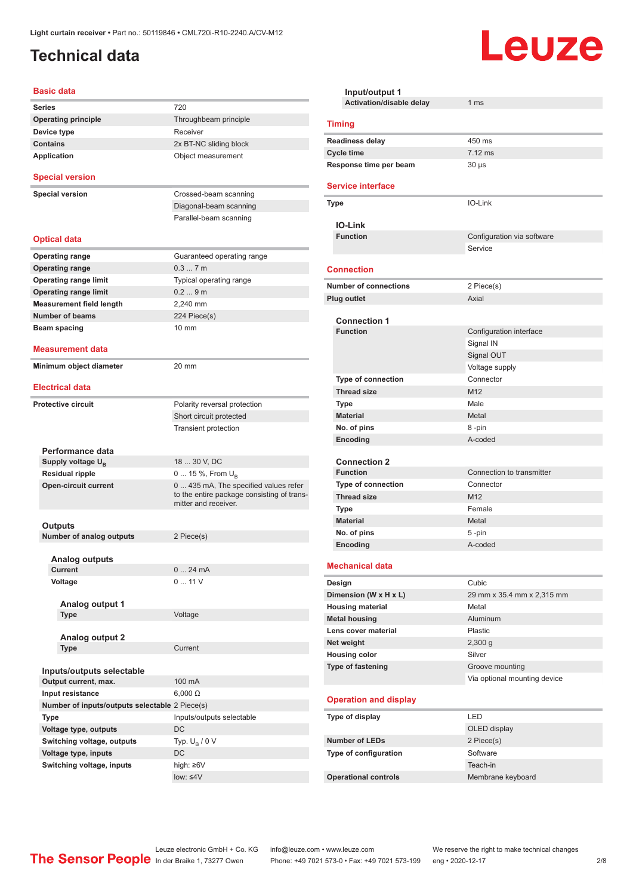Light curtain receiver • Part no.: 50119846 • CML720i-R10-2240.A/CV-M12

# Technical data

## Basic data

| | |
|---|---|
| Series | 720 |
| Operating principle | Throughbeam principle |
| Device type | Receiver |
| Contains | 2x BT-NC sliding block |
| Application | Object measurement |

## Special version

| | |
|---|---|
| Special version | Crossed-beam scanning |
| | Diagonal-beam scanning |
| | Parallel-beam scanning |

## Optical data

| | |
|---|---|
| Operating range | Guaranteed operating range |
| Operating range | 0.3 ... 7 m |
| Operating range limit | Typical operating range |
| Operating range limit | 0.2 ... 9 m |
| Measurement field length | 2,240 mm |
| Number of beams | 224 Piece(s) |
| Beam spacing | 10 mm |

## Measurement data

| | |
|---|---|
| Minimum object diameter | 20 mm |

## Electrical data

| | |
|---|---|
| Protective circuit | Polarity reversal protection |
| | Short circuit protected |
| | Transient protection |

### Performance data

| | |
|---|---|
| Supply voltage $U_B$ | 18 ... 30 V, DC |
| Residual ripple | 0 ... 15 %, From $U_B$ |
| Open-circuit current | 0 ... 435 mA, The specified values refer to the entire package consisting of transmitter and receiver. |

### Outputs

| | |
|---|---|
| Number of analog outputs | 2 Piece(s) |

#### Analog outputs

| | |
|---|---|
| Current | 0 ... 24 mA |
| Voltage | 0 ... 11 V |

##### Analog output 1

| | |
|---|---|
| Type | Voltage |

##### Analog output 2

| | |
|---|---|
| Type | Current |

### Inputs/outputs selectable

| | |
|---|---|
| Output current, max. | 100 mA |
| Input resistance | 6,000 Ω |
| Number of inputs/outputs selectable | 2 Piece(s) |
| Type | Inputs/outputs selectable |
| Voltage type, outputs | DC |
| Switching voltage, outputs | Typ. $U_B$ / 0 V |
| Voltage type, inputs | DC |
| Switching voltage, inputs | high: ≥6V |
| | low: ≤4V |

### Input/output 1

| | |
|---|---|
| Activation/disable delay | 1 ms |

## Timing

| | |
|---|---|
| Readiness delay | 450 ms |
| Cycle time | 7.12 ms |
| Response time per beam | 30 µs |

## Service interface

| | |
|---|---|
| Type | IO-Link |

### IO-Link

| | |
|---|---|
| Function | Configuration via software |
| | Service |

## Connection

| | |
|---|---|
| Number of connections | 2 Piece(s) |
| Plug outlet | Axial |

### Connection 1

| | |
|---|---|
| Function | Configuration interface |
| | Signal IN |
| | Signal OUT |
| | Voltage supply |
| Type of connection | Connector |
| Thread size | M12 |
| Type | Male |
| Material | Metal |
| No. of pins | 8 -pin |
| Encoding | A-coded |

### Connection 2

| | |
|---|---|
| Function | Connection to transmitter |
| Type of connection | Connector |
| Thread size | M12 |
| Type | Female |
| Material | Metal |
| No. of pins | 5 -pin |
| Encoding | A-coded |

## Mechanical data

| | |
|---|---|
| Design | Cubic |
| Dimension (W x H x L) | 29 mm x 35.4 mm x 2,315 mm |
| Housing material | Metal |
| Metal housing | Aluminum |
| Lens cover material | Plastic |
| Net weight | 2,300 g |
| Housing color | Silver |
| Type of fastening | Groove mounting |
| | Via optional mounting device |

## Operation and display

| | |
|---|---|
| Type of display | LED |
| | OLED display |
| Number of LEDs | 2 Piece(s) |
| Type of configuration | Software |
| | Teach-in |
| Operational controls | Membrane keyboard |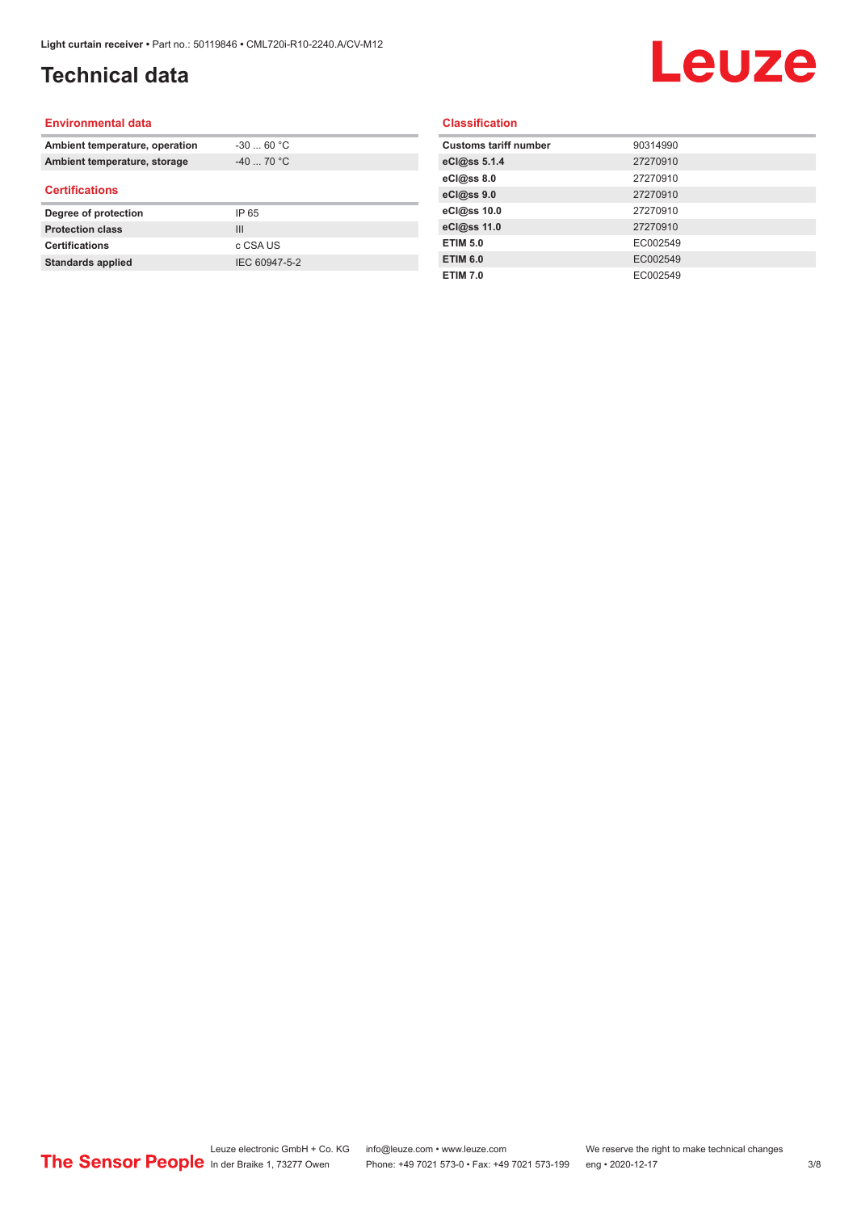# Technical data

## Environmental data

| | |
|---|---|
| **Ambient temperature, operation** | -30 ... 60 °C |
| **Ambient temperature, storage** | -40 ... 70 °C |

## Certifications

| | |
|---|---|
| **Degree of protection** | IP 65 |
| **Protection class** | III |
| **Certifications** | c CSA US |
| **Standards applied** | IEC 60947-5-2 |

## Classification

| | |
|---|---|
| **Customs tariff number** | 90314990 |
| **eCl@ss 5.1.4** | 27270910 |
| **eCl@ss 8.0** | 27270910 |
| **eCl@ss 9.0** | 27270910 |
| **eCl@ss 10.0** | 27270910 |
| **eCl@ss 11.0** | 27270910 |
| **ETIM 5.0** | EC002549 |
| **ETIM 6.0** | EC002549 |
| **ETIM 7.0** | EC002549 |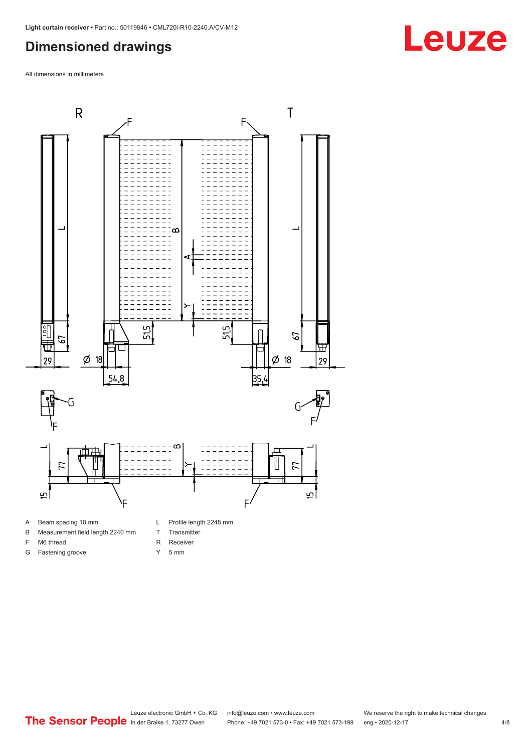## Dimensioned drawings

All dimensions in millimeters

- A Beam spacing 10 mm
- B Measurement field length 2240 mm
- F M6 thread
- G Fastening groove
- L Profile length 2248 mm
- T Transmitter
- R Receiver
- Y 5 mm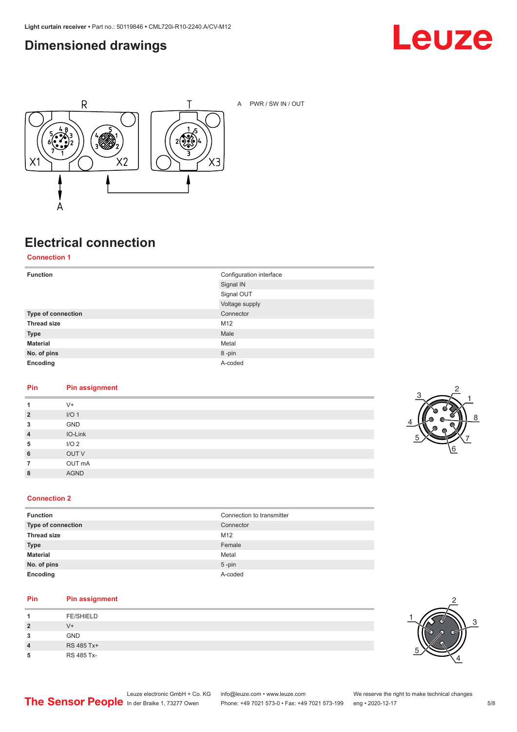## Dimensioned drawings

A PWR / SW IN / OUT

## Electrical connection

### Connection 1

| | |
|---|---|
| **Function** | Configuration interface |
| | Signal IN |
| | Signal OUT |
| | Voltage supply |
| **Type of connection** | Connector |
| **Thread size** | M12 |
| **Type** | Male |
| **Material** | Metal |
| **No. of pins** | 8 -pin |
| **Encoding** | A-coded |

| Pin | Pin assignment |
|---|---|
| 1 | V+ |
| 2 | I/O 1 |
| 3 | GND |
| 4 | IO-Link |
| 5 | I/O 2 |
| 6 | OUT V |
| 7 | OUT mA |
| 8 | AGND |

### Connection 2

| | |
|---|---|
| **Function** | Connection to transmitter |
| **Type of connection** | Connector |
| **Thread size** | M12 |
| **Type** | Female |
| **Material** | Metal |
| **No. of pins** | 5 -pin |
| **Encoding** | A-coded |

| Pin | Pin assignment |
|---|---|
| 1 | FE/SHIELD |
| 2 | V+ |
| 3 | GND |
| 4 | RS 485 Tx+ |
| 5 | RS 485 Tx- |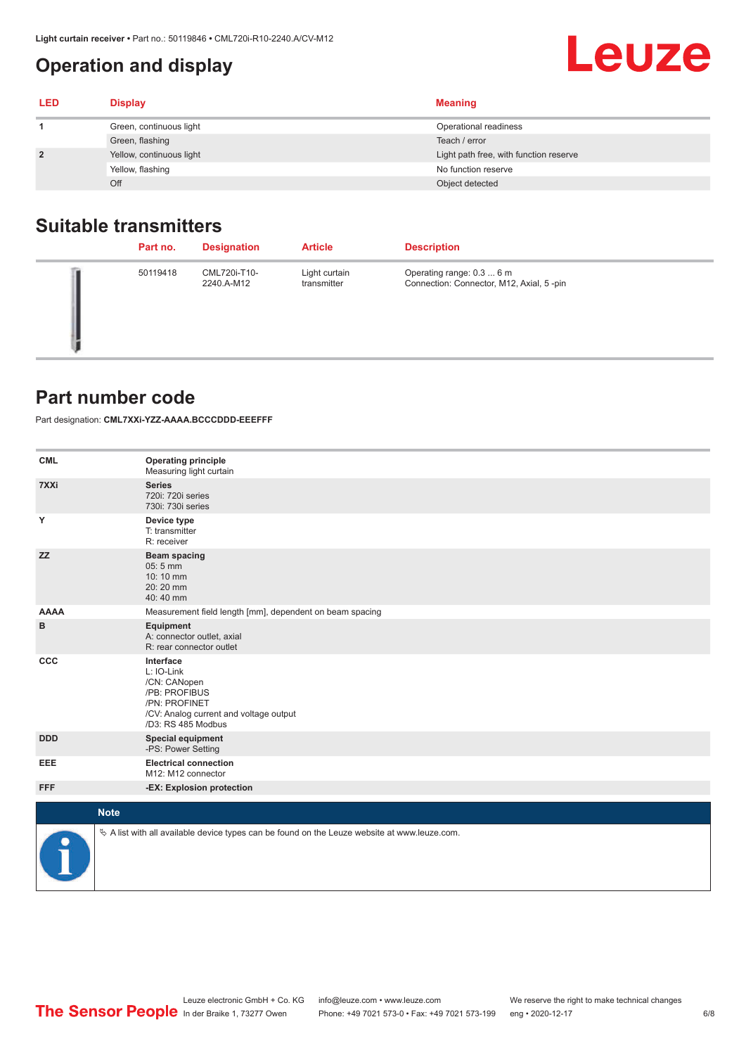## Operation and display

| LED | Display | Meaning |
|---|---|---|
| 1 | Green, continuous light | Operational readiness |
| | Green, flashing | Teach / error |
| 2 | Yellow, continuous light | Light path free, with function reserve |
| | Yellow, flashing | No function reserve |
| | Off | Object detected |

## Suitable transmitters

| | Part no. | Designation | Article | Description |
|---|---|---|---|---|
| | 50119418 | CML720i-T10-2240.A-M12 | Light curtain transmitter | Operating range: 0.3 ... 6 m<br>Connection: Connector, M12, Axial, 5 -pin |

## Part number code

Part designation: **CML7XXi-YZZ-AAAA.BCCCDDD-EEEFFF**

| | |
|---|---|
| **CML** | **Operating principle**<br>Measuring light curtain |
| **7XXi** | **Series**<br>720i: 720i series<br>730i: 730i series |
| **Y** | **Device type**<br>T: transmitter<br>R: receiver |
| **ZZ** | **Beam spacing**<br>05: 5 mm<br>10: 10 mm<br>20: 20 mm<br>40: 40 mm |
| **AAAA** | Measurement field length [mm], dependent on beam spacing |
| **B** | **Equipment**<br>A: connector outlet, axial<br>R: rear connector outlet |
| **CCC** | **Interface**<br>L: IO-Link<br>/CN: CANopen<br>/PB: PROFIBUS<br>/PN: PROFINET<br>/CV: Analog current and voltage output<br>/D3: RS 485 Modbus |
| **DDD** | **Special equipment**<br>-PS: Power Setting |
| **EEE** | **Electrical connection**<br>M12: M12 connector |
| **FFF** | **-EX: Explosion protection** |

**Note**

- A list with all available device types can be found on the Leuze website at www.leuze.com.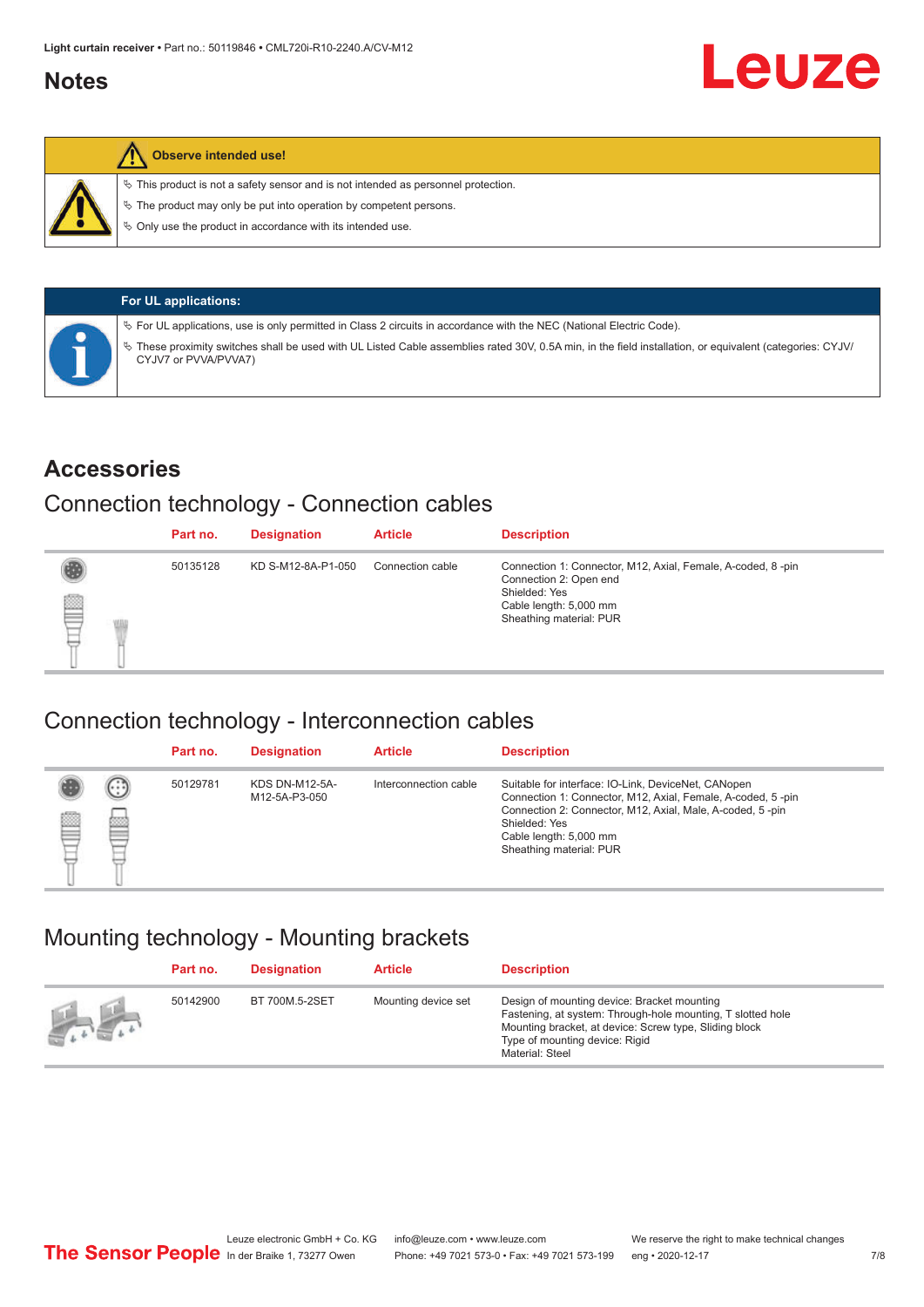## Notes

**Observe intended use!**

- ✎ This product is not a safety sensor and is not intended as personnel protection.
- ✎ The product may only be put into operation by competent persons.
- ✎ Only use the product in accordance with its intended use.

**For UL applications:**

- ✎ For UL applications, use is only permitted in Class 2 circuits in accordance with the NEC (National Electric Code).
- ✎ These proximity switches shall be used with UL Listed Cable assemblies rated 30V, 0.5A min, in the field installation, or equivalent (categories: CYJV/ CYJV7 or PVVA/PVVA7)

# Accessories

## Connection technology - Connection cables

| | Part no. | Designation | Article | Description |
|---|---|---|---|---|
| | 50135128 | KD S-M12-8A-P1-050 | Connection cable | Connection 1: Connector, M12, Axial, Female, A-coded, 8 -pin<br>Connection 2: Open end<br>Shielded: Yes<br>Cable length: 5,000 mm<br>Sheathing material: PUR |

## Connection technology - Interconnection cables

| | Part no. | Designation | Article | Description |
|---|---|---|---|---|
| | 50129781 | KDS DN-M12-5A-M12-5A-P3-050 | Interconnection cable | Suitable for interface: IO-Link, DeviceNet, CANopen<br>Connection 1: Connector, M12, Axial, Female, A-coded, 5 -pin<br>Connection 2: Connector, M12, Axial, Male, A-coded, 5 -pin<br>Shielded: Yes<br>Cable length: 5,000 mm<br>Sheathing material: PUR |

## Mounting technology - Mounting brackets

| | Part no. | Designation | Article | Description |
|---|---|---|---|---|
| | 50142900 | BT 700M.5-2SET | Mounting device set | Design of mounting device: Bracket mounting<br>Fastening, at system: Through-hole mounting, T slotted hole<br>Mounting bracket, at device: Screw type, Sliding block<br>Type of mounting device: Rigid<br>Material: Steel |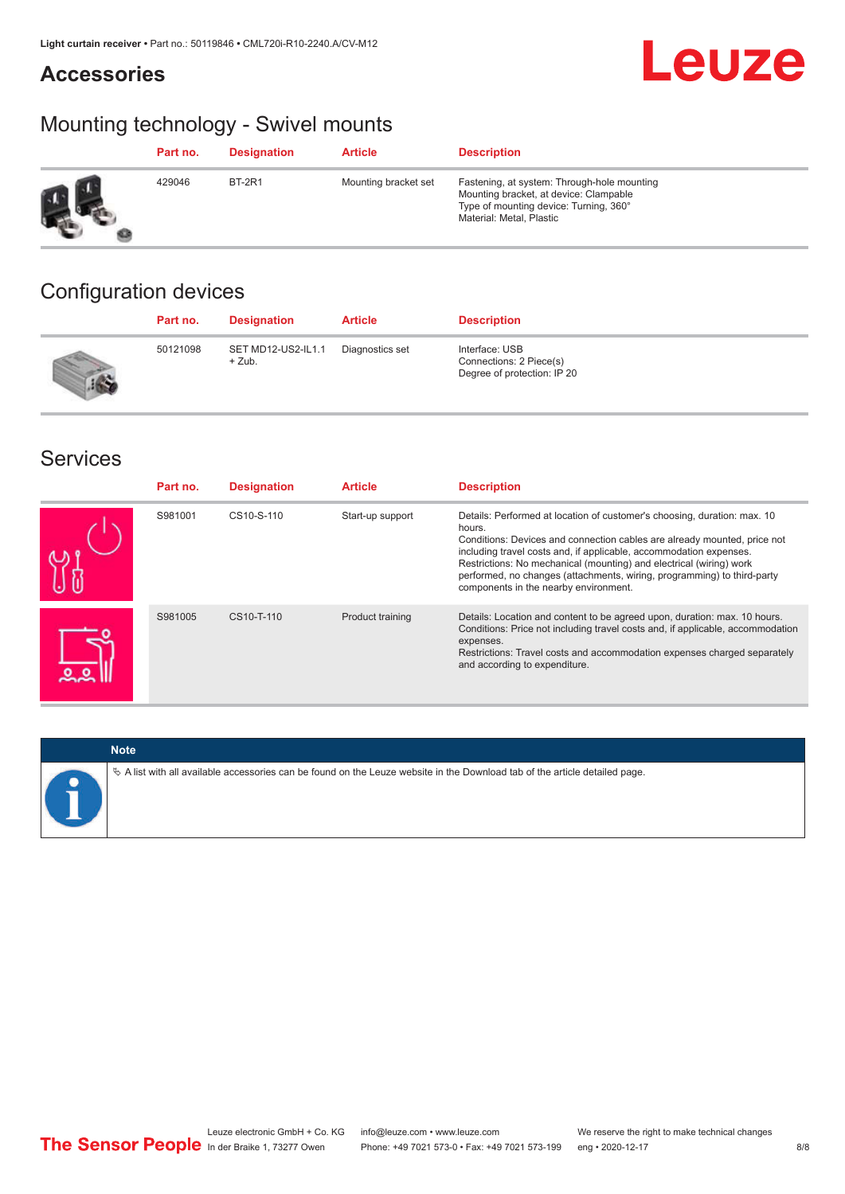## Accessories

## Mounting technology - Swivel mounts

| | Part no. | Designation | Article | Description |
|---|---|---|---|---|
| | 429046 | BT-2R1 | Mounting bracket set | Fastening, at system: Through-hole mounting<br>Mounting bracket, at device: Clampable<br>Type of mounting device: Turning, 360°<br>Material: Metal, Plastic |

## Configuration devices

| | Part no. | Designation | Article | Description |
|---|---|---|---|---|
| | 50121098 | SET MD12-US2-IL1.1 + Zub. | Diagnostics set | Interface: USB<br>Connections: 2 Piece(s)<br>Degree of protection: IP 20 |

## Services

| | Part no. | Designation | Article | Description |
|---|---|---|---|---|
| | S981001 | CS10-S-110 | Start-up support | Details: Performed at location of customer's choosing, duration: max. 10 hours.<br>Conditions: Devices and connection cables are already mounted, price not including travel costs and, if applicable, accommodation expenses.<br>Restrictions: No mechanical (mounting) and electrical (wiring) work performed, no changes (attachments, wiring, programming) to third-party components in the nearby environment. |
| | S981005 | CS10-T-110 | Product training | Details: Location and content to be agreed upon, duration: max. 10 hours.<br>Conditions: Price not including travel costs and, if applicable, accommodation expenses.<br>Restrictions: Travel costs and accommodation expenses charged separately and according to expenditure. |

**Note**

↳ A list with all available accessories can be found on the Leuze website in the Download tab of the article detailed page.